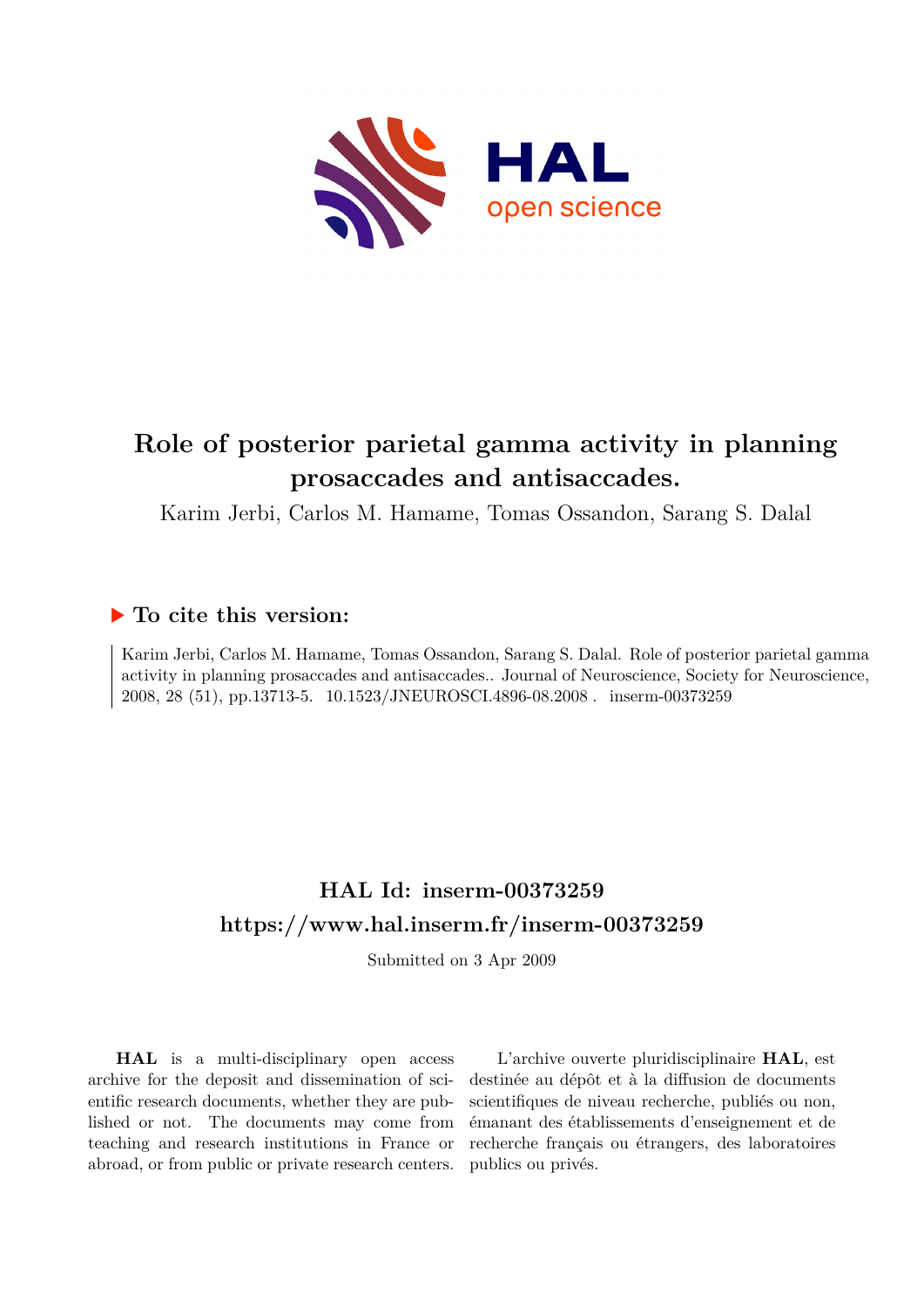# Role of posterior parietal gamma activity in planning prosaccades and antisaccades.

Karim Jerbi, Carlos M. Hamame, Tomas Ossandon, Sarang S. Dalal

## ▶ To cite this version:

Karim Jerbi, Carlos M. Hamame, Tomas Ossandon, Sarang S. Dalal. Role of posterior parietal gamma activity in planning prosaccades and antisaccades.. Journal of Neuroscience, Society for Neuroscience, 2008, 28 (51), pp.13713-5. 10.1523/JNEUROSCI.4896-08.2008 . inserm-00373259

## HAL Id: inserm-00373259

## https://www.hal.inserm.fr/inserm-00373259

Submitted on 3 Apr 2009

**HAL** is a multi-disciplinary open access archive for the deposit and dissemination of scientific research documents, whether they are published or not. The documents may come from teaching and research institutions in France or abroad, or from public or private research centers.

L'archive ouverte pluridisciplinaire **HAL**, est destinée au dépôt et à la diffusion de documents scientifiques de niveau recherche, publiés ou non, émanant des établissements d'enseignement et de recherche français ou étrangers, des laboratoires publics ou privés.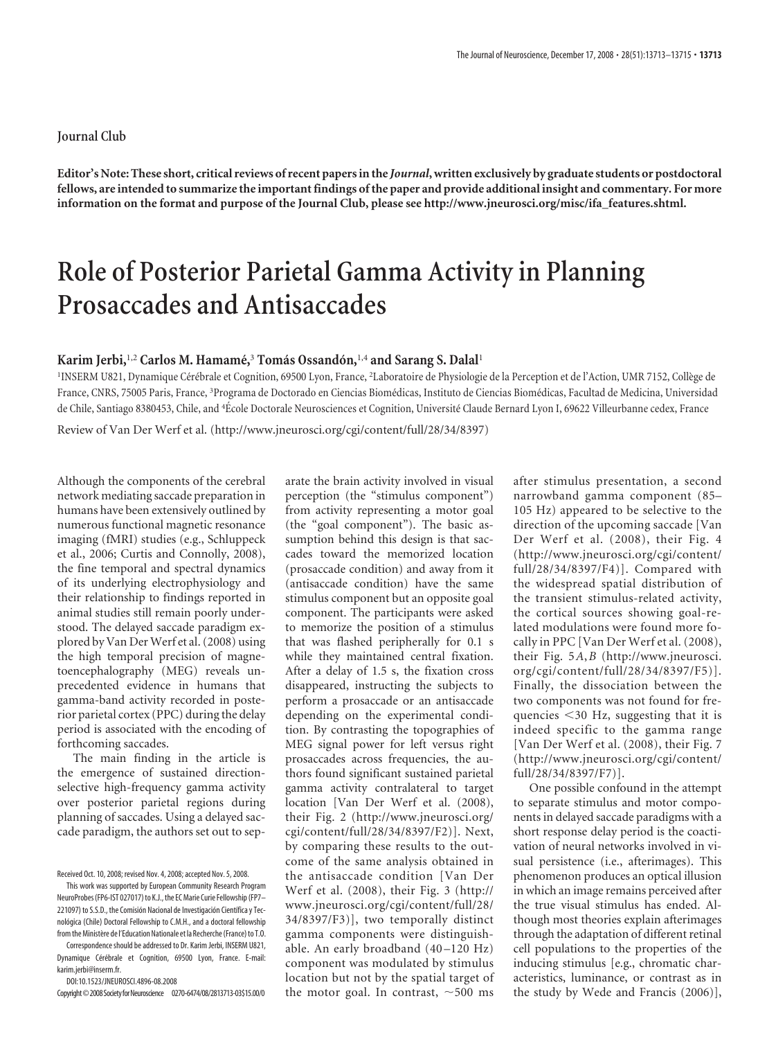Journal Club

**Editor's Note: These short, critical reviews of recent papers in the *Journal*, written exclusively by graduate students or postdoctoral fellows, are intended to summarize the important findings of the paper and provide additional insight and commentary. For more information on the format and purpose of the Journal Club, please see http://www.jneurosci.org/misc/ifa_features.shtml.**

# Role of Posterior Parietal Gamma Activity in Planning Prosaccades and Antisaccades

**Karim Jerbi,[1,2] Carlos M. Hamamé,[3] Tomás Ossandón,[1,4] and Sarang S. Dalal[1]**

[1]INSERM U821, Dynamique Cérébrale et Cognition, 69500 Lyon, France, [2]Laboratoire de Physiologie de la Perception et de l'Action, UMR 7152, Collège de France, CNRS, 75005 Paris, France, [3]Programa de Doctorado en Ciencias Biomédicas, Instituto de Ciencias Biomédicas, Facultad de Medicina, Universidad de Chile, Santiago 8380453, Chile, and [4]École Doctorale Neurosciences et Cognition, Université Claude Bernard Lyon I, 69622 Villeurbanne cedex, France

Review of Van Der Werf et al. (http://www.jneurosci.org/cgi/content/full/28/34/8397)

Although the components of the cerebral network mediating saccade preparation in humans have been extensively outlined by numerous functional magnetic resonance imaging (fMRI) studies (e.g., Schluppeck et al., 2006; Curtis and Connolly, 2008), the fine temporal and spectral dynamics of its underlying electrophysiology and their relationship to findings reported in animal studies still remain poorly understood. The delayed saccade paradigm explored by Van Der Werf et al. (2008) using the high temporal precision of magnetoencephalography (MEG) reveals unprecedented evidence in humans that gamma-band activity recorded in posterior parietal cortex (PPC) during the delay period is associated with the encoding of forthcoming saccades.

The main finding in the article is the emergence of sustained direction-selective high-frequency gamma activity over posterior parietal regions during planning of saccades. Using a delayed saccade paradigm, the authors set out to separate the brain activity involved in visual perception (the "stimulus component") from activity representing a motor goal (the "goal component"). The basic assumption behind this design is that saccades toward the memorized location (prosaccade condition) and away from it (antisaccade condition) have the same stimulus component but an opposite goal component. The participants were asked to memorize the position of a stimulus that was flashed peripherally for 0.1 s while they maintained central fixation. After a delay of 1.5 s, the fixation cross disappeared, instructing the subjects to perform a prosaccade or an antisaccade depending on the experimental condition. By contrasting the topographies of MEG signal power for left versus right prosaccades across frequencies, the authors found significant sustained parietal gamma activity contralateral to target location [Van Der Werf et al. (2008), their Fig. 2 (http://www.jneurosci.org/cgi/content/full/28/34/8397/F2)]. Next, by comparing these results to the outcome of the same analysis obtained in the antisaccade condition [Van Der Werf et al. (2008), their Fig. 3 (http://www.jneurosci.org/cgi/content/full/28/34/8397/F3)], two temporally distinct gamma components were distinguishable. An early broadband (40–120 Hz) component was modulated by stimulus location but not by the spatial target of the motor goal. In contrast, ~500 ms after stimulus presentation, a second narrowband gamma component (85–105 Hz) appeared to be selective to the direction of the upcoming saccade [Van Der Werf et al. (2008), their Fig. 4 (http://www.jneurosci.org/cgi/content/full/28/34/8397/F4)]. Compared with the widespread spatial distribution of the transient stimulus-related activity, the cortical sources showing goal-related modulations were found more focally in PPC [Van Der Werf et al. (2008), their Fig. 5*A*,*B* (http://www.jneurosci.org/cgi/content/full/28/34/8397/F5)]. Finally, the dissociation between the two components was not found for frequencies <30 Hz, suggesting that it is indeed specific to the gamma range [Van Der Werf et al. (2008), their Fig. 7 (http://www.jneurosci.org/cgi/content/full/28/34/8397/F7)].

One possible confound in the attempt to separate stimulus and motor components in delayed saccade paradigms with a short response delay period is the coactivation of neural networks involved in visual persistence (i.e., afterimages). This phenomenon produces an optical illusion in which an image remains perceived after the true visual stimulus has ended. Although most theories explain afterimages through the adaptation of different retinal cell populations to the properties of the inducing stimulus [e.g., chromatic characteristics, luminance, or contrast as in the study by Wede and Francis (2006)],

Received Oct. 10, 2008; revised Nov. 4, 2008; accepted Nov. 5, 2008.

This work was supported by European Community Research Program NeuroProbes (FP6-IST 027017) to K.J., the EC Marie Curie Fellowship (FP7–221097) to S.S.D., the Comisión Nacional de Investigación Científica y Tecnológica (Chile) Doctoral Fellowship to C.M.H., and a doctoral fellowship from the Ministère de l'Education Nationale et la Recherche (France) to T.O.

Correspondence should be addressed to Dr. Karim Jerbi, INSERM U821, Dynamique Cérébrale et Cognition, 69500 Lyon, France. E-mail: karim.jerbi@inserm.fr.

DOI:10.1523/JNEUROSCI.4896-08.2008

Copyright © 2008 Society for Neuroscience 0270-6474/08/2813713-03$15.00/0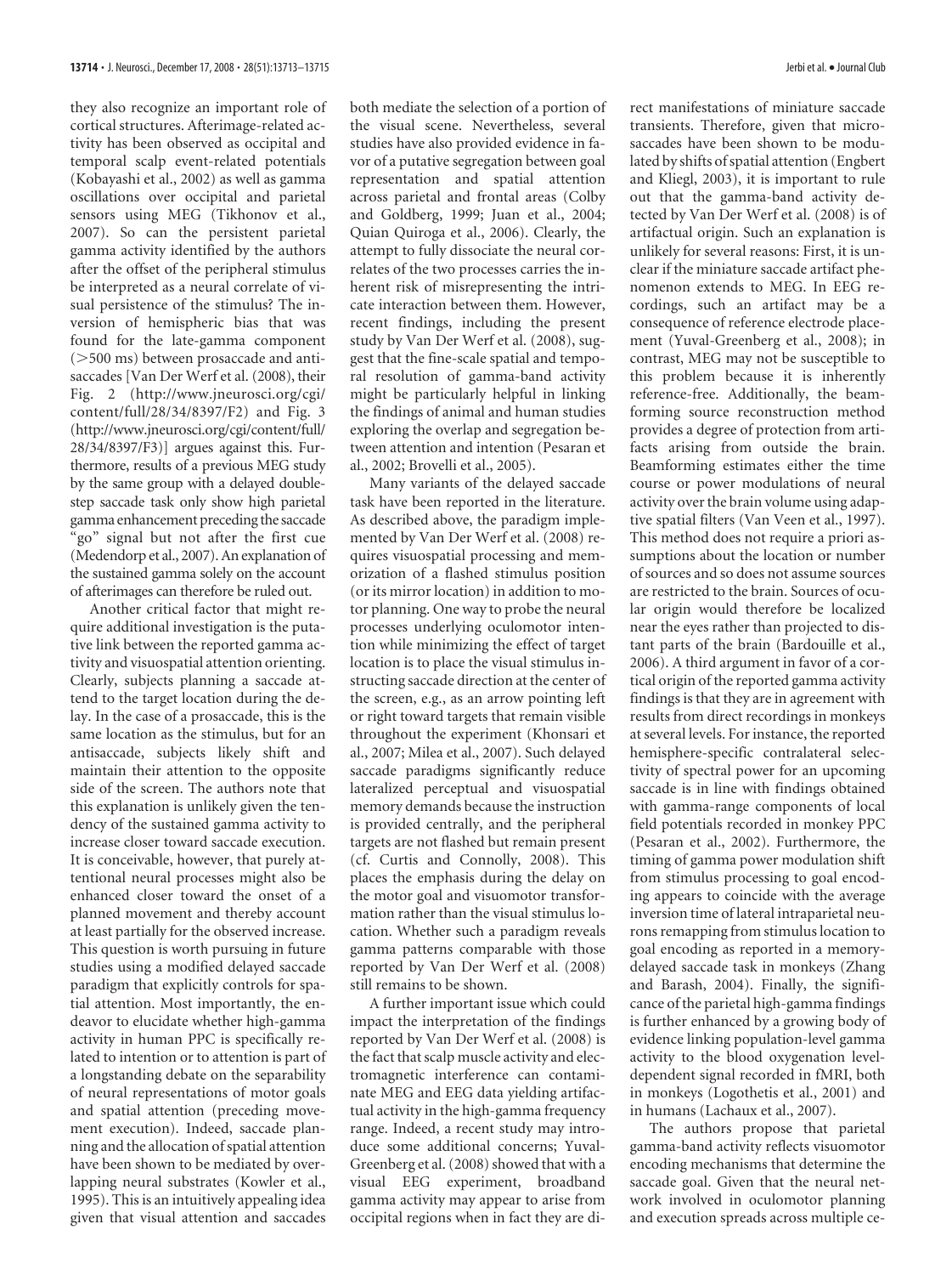they also recognize an important role of cortical structures. Afterimage-related activity has been observed as occipital and temporal scalp event-related potentials (Kobayashi et al., 2002) as well as gamma oscillations over occipital and parietal sensors using MEG (Tikhonov et al., 2007). So can the persistent parietal gamma activity identified by the authors after the offset of the peripheral stimulus be interpreted as a neural correlate of visual persistence of the stimulus? The inversion of hemispheric bias that was found for the late-gamma component (>500 ms) between prosaccade and antisaccades [Van Der Werf et al. (2008), their Fig. 2 (http://www.jneurosci.org/cgi/content/full/28/34/8397/F2) and Fig. 3 (http://www.jneurosci.org/cgi/content/full/28/34/8397/F3)] argues against this. Furthermore, results of a previous MEG study by the same group with a delayed double-step saccade task only show high parietal gamma enhancement preceding the saccade "go" signal but not after the first cue (Medendorp et al., 2007). An explanation of the sustained gamma solely on the account of afterimages can therefore be ruled out.

Another critical factor that might require additional investigation is the putative link between the reported gamma activity and visuospatial attention orienting. Clearly, subjects planning a saccade attend to the target location during the delay. In the case of a prosaccade, this is the same location as the stimulus, but for an antisaccade, subjects likely shift and maintain their attention to the opposite side of the screen. The authors note that this explanation is unlikely given the tendency of the sustained gamma activity to increase closer toward saccade execution. It is conceivable, however, that purely attentional neural processes might also be enhanced closer toward the onset of a planned movement and thereby account at least partially for the observed increase. This question is worth pursuing in future studies using a modified delayed saccade paradigm that explicitly controls for spatial attention. Most importantly, the endeavor to elucidate whether high-gamma activity in human PPC is specifically related to intention or to attention is part of a longstanding debate on the separability of neural representations of motor goals and spatial attention (preceding movement execution). Indeed, saccade planning and the allocation of spatial attention have been shown to be mediated by overlapping neural substrates (Kowler et al., 1995). This is an intuitively appealing idea given that visual attention and saccades both mediate the selection of a portion of the visual scene. Nevertheless, several studies have also provided evidence in favor of a putative segregation between goal representation and spatial attention across parietal and frontal areas (Colby and Goldberg, 1999; Juan et al., 2004; Quian Quiroga et al., 2006). Clearly, the attempt to fully dissociate the neural correlates of the two processes carries the inherent risk of misrepresenting the intricate interaction between them. However, recent findings, including the present study by Van Der Werf et al. (2008), suggest that the fine-scale spatial and temporal resolution of gamma-band activity might be particularly helpful in linking the findings of animal and human studies exploring the overlap and segregation between attention and intention (Pesaran et al., 2002; Brovelli et al., 2005).

Many variants of the delayed saccade task have been reported in the literature. As described above, the paradigm implemented by Van Der Werf et al. (2008) requires visuospatial processing and memorization of a flashed stimulus position (or its mirror location) in addition to motor planning. One way to probe the neural processes underlying oculomotor intention while minimizing the effect of target location is to place the visual stimulus instructing saccade direction at the center of the screen, e.g., as an arrow pointing left or right toward targets that remain visible throughout the experiment (Khonsari et al., 2007; Milea et al., 2007). Such delayed saccade paradigms significantly reduce lateralized perceptual and visuospatial memory demands because the instruction is provided centrally, and the peripheral targets are not flashed but remain present (cf. Curtis and Connolly, 2008). This places the emphasis during the delay on the motor goal and visuomotor transformation rather than the visual stimulus location. Whether such a paradigm reveals gamma patterns comparable with those reported by Van Der Werf et al. (2008) still remains to be shown.

A further important issue which could impact the interpretation of the findings reported by Van Der Werf et al. (2008) is the fact that scalp muscle activity and electromagnetic interference can contaminate MEG and EEG data yielding artifactual activity in the high-gamma frequency range. Indeed, a recent study may introduce some additional concerns; Yuval-Greenberg et al. (2008) showed that with a visual EEG experiment, broadband gamma activity may appear to arise from occipital regions when in fact they are direct manifestations of miniature saccade transients. Therefore, given that microsaccades have been shown to be modulated by shifts of spatial attention (Engbert and Kliegl, 2003), it is important to rule out that the gamma-band activity detected by Van Der Werf et al. (2008) is of artifactual origin. Such an explanation is unlikely for several reasons: First, it is unclear if the miniature saccade artifact phenomenon extends to MEG. In EEG recordings, such an artifact may be a consequence of reference electrode placement (Yuval-Greenberg et al., 2008); in contrast, MEG may not be susceptible to this problem because it is inherently reference-free. Additionally, the beamforming source reconstruction method provides a degree of protection from artifacts arising from outside the brain. Beamforming estimates either the time course or power modulations of neural activity over the brain volume using adaptive spatial filters (Van Veen et al., 1997). This method does not require a priori assumptions about the location or number of sources and so does not assume sources are restricted to the brain. Sources of ocular origin would therefore be localized near the eyes rather than projected to distant parts of the brain (Bardouille et al., 2006). A third argument in favor of a cortical origin of the reported gamma activity findings is that they are in agreement with results from direct recordings in monkeys at several levels. For instance, the reported hemisphere-specific contralateral selectivity of spectral power for an upcoming saccade is in line with findings obtained with gamma-range components of local field potentials recorded in monkey PPC (Pesaran et al., 2002). Furthermore, the timing of gamma power modulation shift from stimulus processing to goal encoding appears to coincide with the average inversion time of lateral intraparietal neurons remapping from stimulus location to goal encoding as reported in a memory-delayed saccade task in monkeys (Zhang and Barash, 2004). Finally, the significance of the parietal high-gamma findings is further enhanced by a growing body of evidence linking population-level gamma activity to the blood oxygenation level-dependent signal recorded in fMRI, both in monkeys (Logothetis et al., 2001) and in humans (Lachaux et al., 2007).

The authors propose that parietal gamma-band activity reflects visuomotor encoding mechanisms that determine the saccade goal. Given that the neural network involved in oculomotor planning and execution spreads across multiple ce-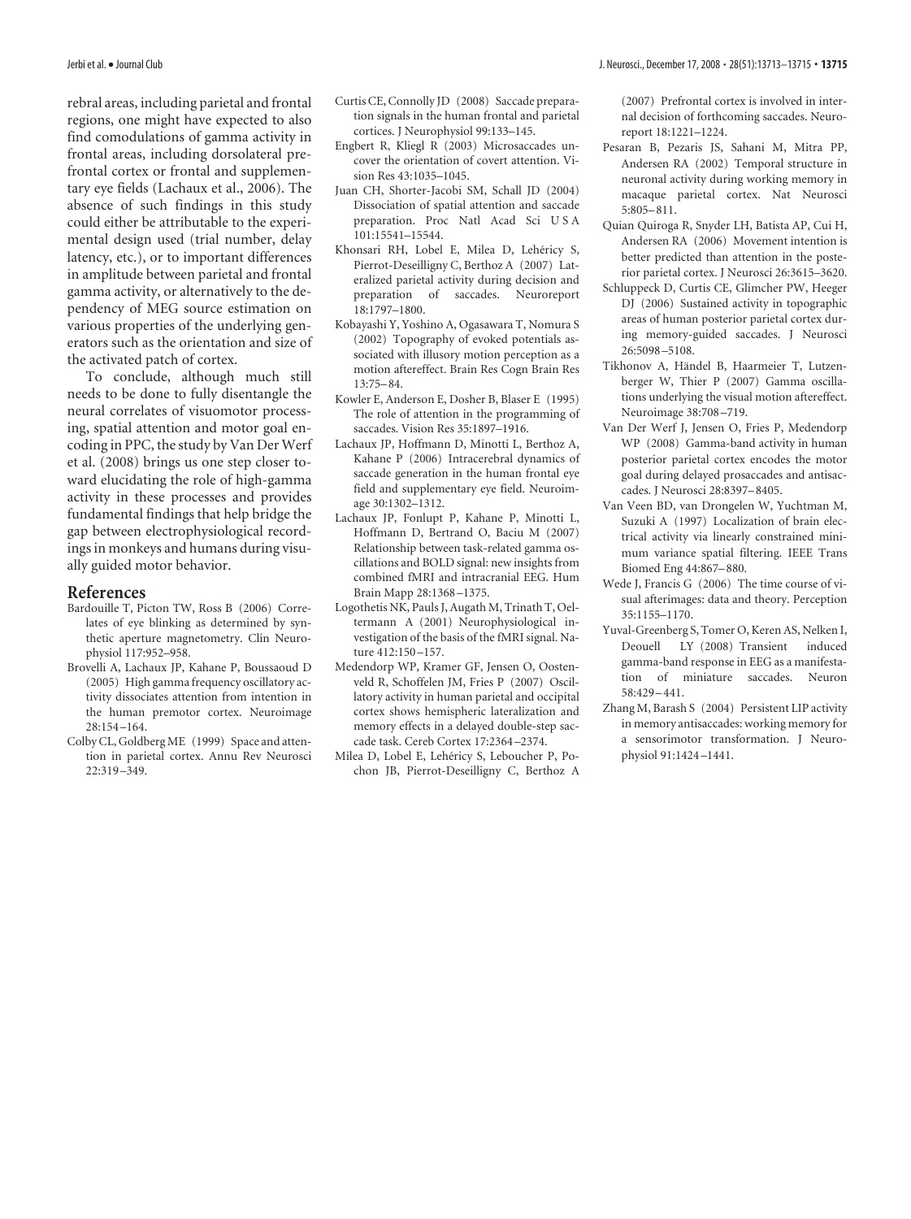rebral areas, including parietal and frontal regions, one might have expected to also find comodulations of gamma activity in frontal areas, including dorsolateral prefrontal cortex or frontal and supplementary eye fields (Lachaux et al., 2006). The absence of such findings in this study could either be attributable to the experimental design used (trial number, delay latency, etc.), or to important differences in amplitude between parietal and frontal gamma activity, or alternatively to the dependency of MEG source estimation on various properties of the underlying generators such as the orientation and size of the activated patch of cortex.

To conclude, although much still needs to be done to fully disentangle the neural correlates of visuomotor processing, spatial attention and motor goal encoding in PPC, the study by Van Der Werf et al. (2008) brings us one step closer toward elucidating the role of high-gamma activity in these processes and provides fundamental findings that help bridge the gap between electrophysiological recordings in monkeys and humans during visually guided motor behavior.

## References

Bardouille T, Picton TW, Ross B (2006) Correlates of eye blinking as determined by synthetic aperture magnetometry. Clin Neurophysiol 117:952–958.

Brovelli A, Lachaux JP, Kahane P, Boussaoud D (2005) High gamma frequency oscillatory activity dissociates attention from intention in the human premotor cortex. Neuroimage 28:154–164.

Colby CL, Goldberg ME (1999) Space and attention in parietal cortex. Annu Rev Neurosci 22:319–349.

Curtis CE, Connolly JD (2008) Saccade preparation signals in the human frontal and parietal cortices. J Neurophysiol 99:133–145.

Engbert R, Kliegl R (2003) Microsaccades uncover the orientation of covert attention. Vision Res 43:1035–1045.

Juan CH, Shorter-Jacobi SM, Schall JD (2004) Dissociation of spatial attention and saccade preparation. Proc Natl Acad Sci U S A 101:15541–15544.

Khonsari RH, Lobel E, Milea D, Lehéricy S, Pierrot-Deseilligny C, Berthoz A (2007) Lateralized parietal activity during decision and preparation of saccades. Neuroreport 18:1797–1800.

Kobayashi Y, Yoshino A, Ogasawara T, Nomura S (2002) Topography of evoked potentials associated with illusory motion perception as a motion aftereffect. Brain Res Cogn Brain Res 13:75–84.

Kowler E, Anderson E, Dosher B, Blaser E (1995) The role of attention in the programming of saccades. Vision Res 35:1897–1916.

Lachaux JP, Hoffmann D, Minotti L, Berthoz A, Kahane P (2006) Intracerebral dynamics of saccade generation in the human frontal eye field and supplementary eye field. Neuroimage 30:1302–1312.

Lachaux JP, Fonlupt P, Kahane P, Minotti L, Hoffmann D, Bertrand O, Baciu M (2007) Relationship between task-related gamma oscillations and BOLD signal: new insights from combined fMRI and intracranial EEG. Hum Brain Mapp 28:1368–1375.

Logothetis NK, Pauls J, Augath M, Trinath T, Oeltermann A (2001) Neurophysiological investigation of the basis of the fMRI signal. Nature 412:150–157.

Medendorp WP, Kramer GF, Jensen O, Oostenveld R, Schoffelen JM, Fries P (2007) Oscillatory activity in human parietal and occipital cortex shows hemispheric lateralization and memory effects in a delayed double-step saccade task. Cereb Cortex 17:2364–2374.

Milea D, Lobel E, Lehéricy S, Leboucher P, Pochon JB, Pierrot-Deseilligny C, Berthoz A (2007) Prefrontal cortex is involved in internal decision of forthcoming saccades. Neuroreport 18:1221–1224.

Pesaran B, Pezaris JS, Sahani M, Mitra PP, Andersen RA (2002) Temporal structure in neuronal activity during working memory in macaque parietal cortex. Nat Neurosci 5:805–811.

Quian Quiroga R, Snyder LH, Batista AP, Cui H, Andersen RA (2006) Movement intention is better predicted than attention in the posterior parietal cortex. J Neurosci 26:3615–3620.

Schluppeck D, Curtis CE, Glimcher PW, Heeger DJ (2006) Sustained activity in topographic areas of human posterior parietal cortex during memory-guided saccades. J Neurosci 26:5098–5108.

Tikhonov A, Händel B, Haarmeier T, Lutzenberger W, Thier P (2007) Gamma oscillations underlying the visual motion aftereffect. Neuroimage 38:708–719.

Van Der Werf J, Jensen O, Fries P, Medendorp WP (2008) Gamma-band activity in human posterior parietal cortex encodes the motor goal during delayed prosaccades and antisaccades. J Neurosci 28:8397–8405.

Van Veen BD, van Drongelen W, Yuchtman M, Suzuki A (1997) Localization of brain electrical activity via linearly constrained minimum variance spatial filtering. IEEE Trans Biomed Eng 44:867–880.

Wede J, Francis G (2006) The time course of visual afterimages: data and theory. Perception 35:1155–1170.

Yuval-Greenberg S, Tomer O, Keren AS, Nelken I, Deouell LY (2008) Transient induced gamma-band response in EEG as a manifestation of miniature saccades. Neuron 58:429–441.

Zhang M, Barash S (2004) Persistent LIP activity in memory antisaccades: working memory for a sensorimotor transformation. J Neurophysiol 91:1424–1441.